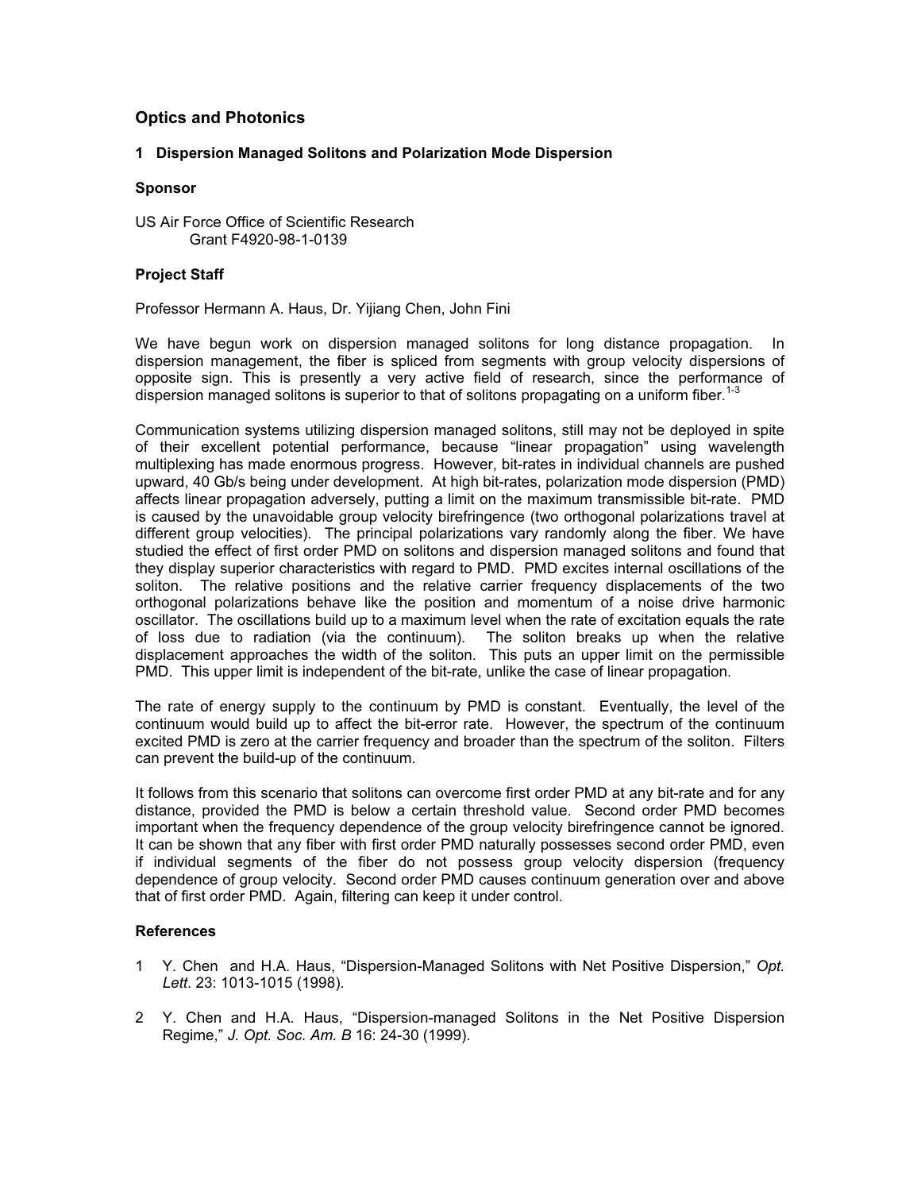# Optics and Photonics

## 1 Dispersion Managed Solitons and Polarization Mode Dispersion

### Sponsor

US Air Force Office of Scientific Research
Grant F4920-98-1-0139

### Project Staff

Professor Hermann A. Haus, Dr. Yijiang Chen, John Fini

We have begun work on dispersion managed solitons for long distance propagation. In dispersion management, the fiber is spliced from segments with group velocity dispersions of opposite sign. This is presently a very active field of research, since the performance of dispersion managed solitons is superior to that of solitons propagating on a uniform fiber.[1-3]

Communication systems utilizing dispersion managed solitons, still may not be deployed in spite of their excellent potential performance, because "linear propagation" using wavelength multiplexing has made enormous progress. However, bit-rates in individual channels are pushed upward, 40 Gb/s being under development. At high bit-rates, polarization mode dispersion (PMD) affects linear propagation adversely, putting a limit on the maximum transmissible bit-rate. PMD is caused by the unavoidable group velocity birefringence (two orthogonal polarizations travel at different group velocities). The principal polarizations vary randomly along the fiber. We have studied the effect of first order PMD on solitons and dispersion managed solitons and found that they display superior characteristics with regard to PMD. PMD excites internal oscillations of the soliton. The relative positions and the relative carrier frequency displacements of the two orthogonal polarizations behave like the position and momentum of a noise drive harmonic oscillator. The oscillations build up to a maximum level when the rate of excitation equals the rate of loss due to radiation (via the continuum). The soliton breaks up when the relative displacement approaches the width of the soliton. This puts an upper limit on the permissible PMD. This upper limit is independent of the bit-rate, unlike the case of linear propagation.

The rate of energy supply to the continuum by PMD is constant. Eventually, the level of the continuum would build up to affect the bit-error rate. However, the spectrum of the continuum excited PMD is zero at the carrier frequency and broader than the spectrum of the soliton. Filters can prevent the build-up of the continuum.

It follows from this scenario that solitons can overcome first order PMD at any bit-rate and for any distance, provided the PMD is below a certain threshold value. Second order PMD becomes important when the frequency dependence of the group velocity birefringence cannot be ignored. It can be shown that any fiber with first order PMD naturally possesses second order PMD, even if individual segments of the fiber do not possess group velocity dispersion (frequency dependence of group velocity. Second order PMD causes continuum generation over and above that of first order PMD. Again, filtering can keep it under control.

### References

1. Y. Chen and H.A. Haus, "Dispersion-Managed Solitons with Net Positive Dispersion," *Opt. Lett.* 23: 1013-1015 (1998).

2. Y. Chen and H.A. Haus, "Dispersion-managed Solitons in the Net Positive Dispersion Regime," *J. Opt. Soc. Am. B* 16: 24-30 (1999).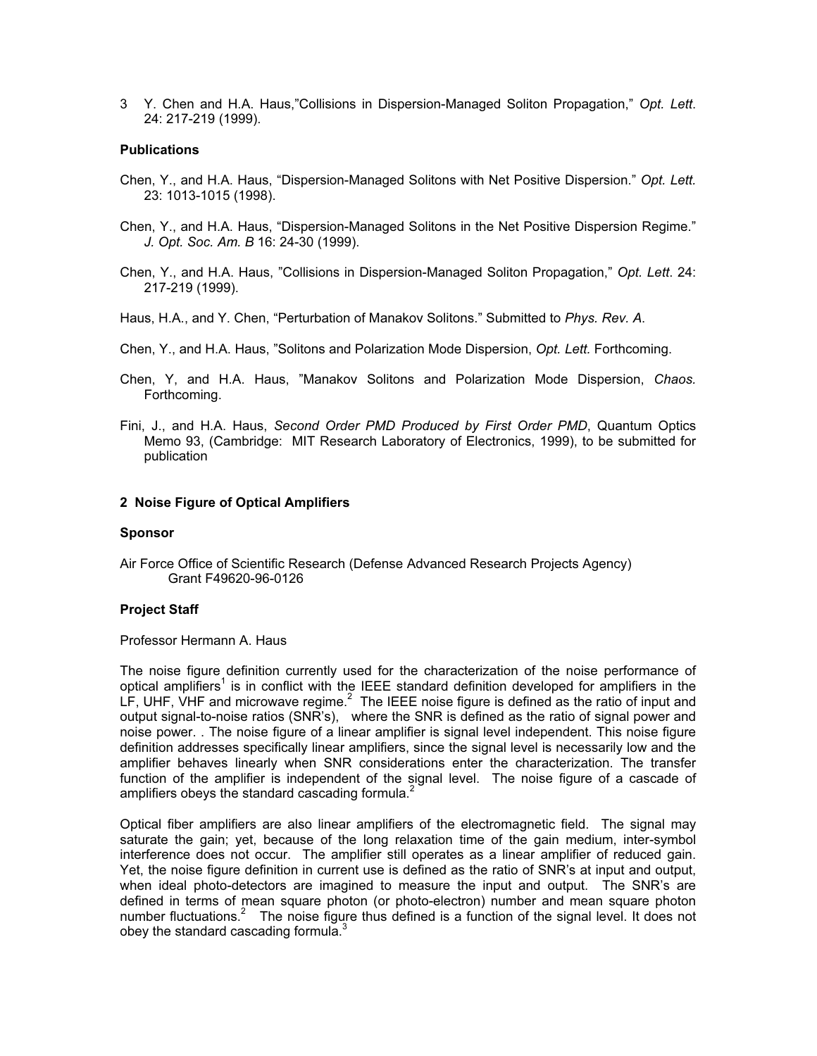3 Y. Chen and H.A. Haus,"Collisions in Dispersion-Managed Soliton Propagation," *Opt. Lett*. 24: 217-219 (1999).

**Publications**

Chen, Y., and H.A. Haus, "Dispersion-Managed Solitons with Net Positive Dispersion." *Opt. Lett.* 23: 1013-1015 (1998).

Chen, Y., and H.A. Haus, "Dispersion-Managed Solitons in the Net Positive Dispersion Regime." *J. Opt. Soc. Am. B* 16: 24-30 (1999).

Chen, Y., and H.A. Haus, "Collisions in Dispersion-Managed Soliton Propagation," *Opt. Lett*. 24: 217-219 (1999).

Haus, H.A., and Y. Chen, "Perturbation of Manakov Solitons." Submitted to *Phys. Rev. A*.

Chen, Y., and H.A. Haus, "Solitons and Polarization Mode Dispersion, *Opt. Lett.* Forthcoming.

Chen, Y, and H.A. Haus, "Manakov Solitons and Polarization Mode Dispersion, *Chaos.* Forthcoming.

Fini, J., and H.A. Haus, *Second Order PMD Produced by First Order PMD*, Quantum Optics Memo 93, (Cambridge: MIT Research Laboratory of Electronics, 1999), to be submitted for publication

## 2 Noise Figure of Optical Amplifiers

**Sponsor**

Air Force Office of Scientific Research (Defense Advanced Research Projects Agency)
Grant F49620-96-0126

**Project Staff**

Professor Hermann A. Haus

The noise figure definition currently used for the characterization of the noise performance of optical amplifiers[1] is in conflict with the IEEE standard definition developed for amplifiers in the LF, UHF, VHF and microwave regime.[2] The IEEE noise figure is defined as the ratio of input and output signal-to-noise ratios (SNR's), where the SNR is defined as the ratio of signal power and noise power. . The noise figure of a linear amplifier is signal level independent. This noise figure definition addresses specifically linear amplifiers, since the signal level is necessarily low and the amplifier behaves linearly when SNR considerations enter the characterization. The transfer function of the amplifier is independent of the signal level. The noise figure of a cascade of amplifiers obeys the standard cascading formula.[2]

Optical fiber amplifiers are also linear amplifiers of the electromagnetic field. The signal may saturate the gain; yet, because of the long relaxation time of the gain medium, inter-symbol interference does not occur. The amplifier still operates as a linear amplifier of reduced gain. Yet, the noise figure definition in current use is defined as the ratio of SNR's at input and output, when ideal photo-detectors are imagined to measure the input and output. The SNR's are defined in terms of mean square photon (or photo-electron) number and mean square photon number fluctuations.[2] The noise figure thus defined is a function of the signal level. It does not obey the standard cascading formula.[3]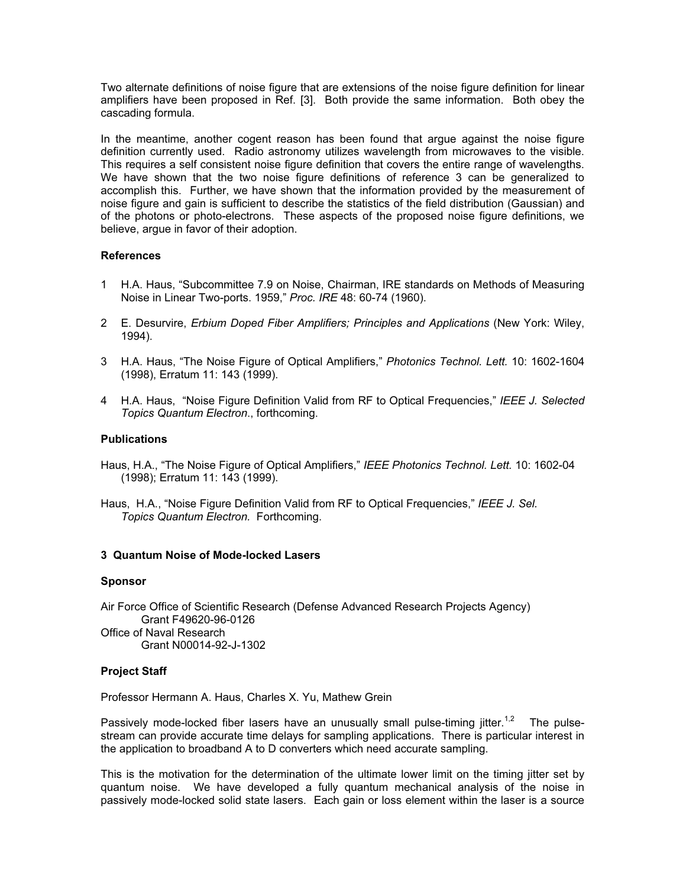Two alternate definitions of noise figure that are extensions of the noise figure definition for linear amplifiers have been proposed in Ref. [3]. Both provide the same information. Both obey the cascading formula.

In the meantime, another cogent reason has been found that argue against the noise figure definition currently used. Radio astronomy utilizes wavelength from microwaves to the visible. This requires a self consistent noise figure definition that covers the entire range of wavelengths. We have shown that the two noise figure definitions of reference 3 can be generalized to accomplish this. Further, we have shown that the information provided by the measurement of noise figure and gain is sufficient to describe the statistics of the field distribution (Gaussian) and of the photons or photo-electrons. These aspects of the proposed noise figure definitions, we believe, argue in favor of their adoption.

### References

1 H.A. Haus, "Subcommittee 7.9 on Noise, Chairman, IRE standards on Methods of Measuring Noise in Linear Two-ports. 1959," *Proc. IRE* 48: 60-74 (1960).

2 E. Desurvire, *Erbium Doped Fiber Amplifiers; Principles and Applications* (New York: Wiley, 1994).

3 H.A. Haus, "The Noise Figure of Optical Amplifiers," *Photonics Technol. Lett.* 10: 1602-1604 (1998), Erratum 11: 143 (1999).

4 H.A. Haus, "Noise Figure Definition Valid from RF to Optical Frequencies," *IEEE J. Selected Topics Quantum Electron.*, forthcoming.

### Publications

Haus, H.A., "The Noise Figure of Optical Amplifiers," *IEEE Photonics Technol. Lett.* 10: 1602-04 (1998); Erratum 11: 143 (1999).

Haus, H.A., "Noise Figure Definition Valid from RF to Optical Frequencies," *IEEE J. Sel. Topics Quantum Electron.* Forthcoming.

## 3 Quantum Noise of Mode-locked Lasers

### Sponsor

Air Force Office of Scientific Research (Defense Advanced Research Projects Agency)
Grant F49620-96-0126
Office of Naval Research
Grant N00014-92-J-1302

### Project Staff

Professor Hermann A. Haus, Charles X. Yu, Mathew Grein

Passively mode-locked fiber lasers have an unusually small pulse-timing jitter.[1,2] The pulse-stream can provide accurate time delays for sampling applications. There is particular interest in the application to broadband A to D converters which need accurate sampling.

This is the motivation for the determination of the ultimate lower limit on the timing jitter set by quantum noise. We have developed a fully quantum mechanical analysis of the noise in passively mode-locked solid state lasers. Each gain or loss element within the laser is a source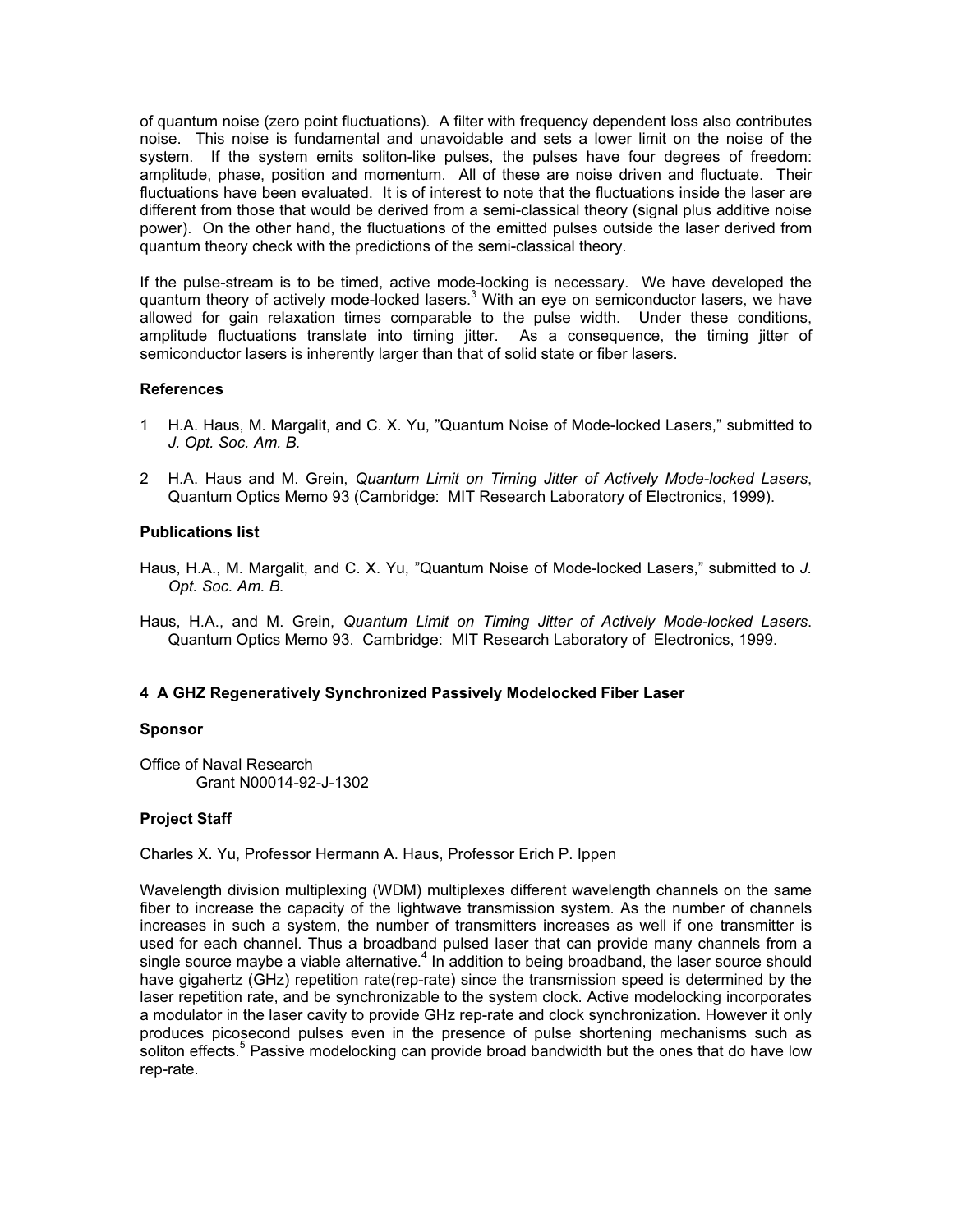of quantum noise (zero point fluctuations). A filter with frequency dependent loss also contributes noise. This noise is fundamental and unavoidable and sets a lower limit on the noise of the system. If the system emits soliton-like pulses, the pulses have four degrees of freedom: amplitude, phase, position and momentum. All of these are noise driven and fluctuate. Their fluctuations have been evaluated. It is of interest to note that the fluctuations inside the laser are different from those that would be derived from a semi-classical theory (signal plus additive noise power). On the other hand, the fluctuations of the emitted pulses outside the laser derived from quantum theory check with the predictions of the semi-classical theory.

If the pulse-stream is to be timed, active mode-locking is necessary. We have developed the quantum theory of actively mode-locked lasers.[3] With an eye on semiconductor lasers, we have allowed for gain relaxation times comparable to the pulse width. Under these conditions, amplitude fluctuations translate into timing jitter. As a consequence, the timing jitter of semiconductor lasers is inherently larger than that of solid state or fiber lasers.

### References

1. H.A. Haus, M. Margalit, and C. X. Yu, "Quantum Noise of Mode-locked Lasers," submitted to *J. Opt. Soc. Am. B.*
2. H.A. Haus and M. Grein, *Quantum Limit on Timing Jitter of Actively Mode-locked Lasers*, Quantum Optics Memo 93 (Cambridge: MIT Research Laboratory of Electronics, 1999).

### Publications list

Haus, H.A., M. Margalit, and C. X. Yu, "Quantum Noise of Mode-locked Lasers," submitted to *J. Opt. Soc. Am. B.*

Haus, H.A., and M. Grein, *Quantum Limit on Timing Jitter of Actively Mode-locked Lasers*. Quantum Optics Memo 93. Cambridge: MIT Research Laboratory of Electronics, 1999.

## 4 A GHZ Regeneratively Synchronized Passively Modelocked Fiber Laser

### Sponsor

Office of Naval Research
Grant N00014-92-J-1302

### Project Staff

Charles X. Yu, Professor Hermann A. Haus, Professor Erich P. Ippen

Wavelength division multiplexing (WDM) multiplexes different wavelength channels on the same fiber to increase the capacity of the lightwave transmission system. As the number of channels increases in such a system, the number of transmitters increases as well if one transmitter is used for each channel. Thus a broadband pulsed laser that can provide many channels from a single source maybe a viable alternative.[4] In addition to being broadband, the laser source should have gigahertz (GHz) repetition rate(rep-rate) since the transmission speed is determined by the laser repetition rate, and be synchronizable to the system clock. Active modelocking incorporates a modulator in the laser cavity to provide GHz rep-rate and clock synchronization. However it only produces picosecond pulses even in the presence of pulse shortening mechanisms such as soliton effects.[5] Passive modelocking can provide broad bandwidth but the ones that do have low rep-rate.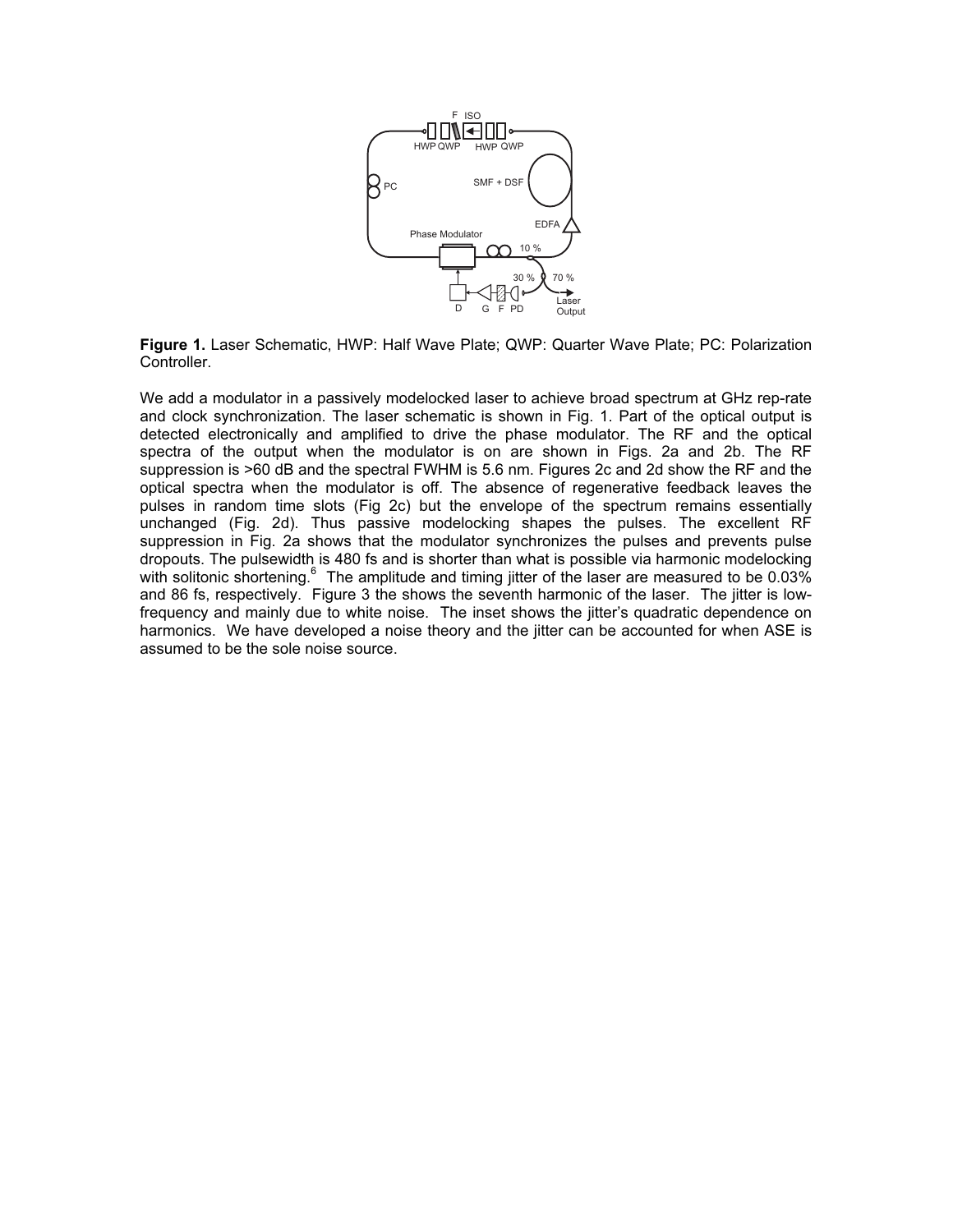**Figure 1.** Laser Schematic, HWP: Half Wave Plate; QWP: Quarter Wave Plate; PC: Polarization Controller.

We add a modulator in a passively modelocked laser to achieve broad spectrum at GHz rep-rate and clock synchronization. The laser schematic is shown in Fig. 1. Part of the optical output is detected electronically and amplified to drive the phase modulator. The RF and the optical spectra of the output when the modulator is on are shown in Figs. 2a and 2b. The RF suppression is >60 dB and the spectral FWHM is 5.6 nm. Figures 2c and 2d show the RF and the optical spectra when the modulator is off. The absence of regenerative feedback leaves the pulses in random time slots (Fig 2c) but the envelope of the spectrum remains essentially unchanged (Fig. 2d). Thus passive modelocking shapes the pulses. The excellent RF suppression in Fig. 2a shows that the modulator synchronizes the pulses and prevents pulse dropouts. The pulsewidth is 480 fs and is shorter than what is possible via harmonic modelocking with solitonic shortening.[6] The amplitude and timing jitter of the laser are measured to be 0.03% and 86 fs, respectively. Figure 3 the shows the seventh harmonic of the laser. The jitter is low-frequency and mainly due to white noise. The inset shows the jitter's quadratic dependence on harmonics. We have developed a noise theory and the jitter can be accounted for when ASE is assumed to be the sole noise source.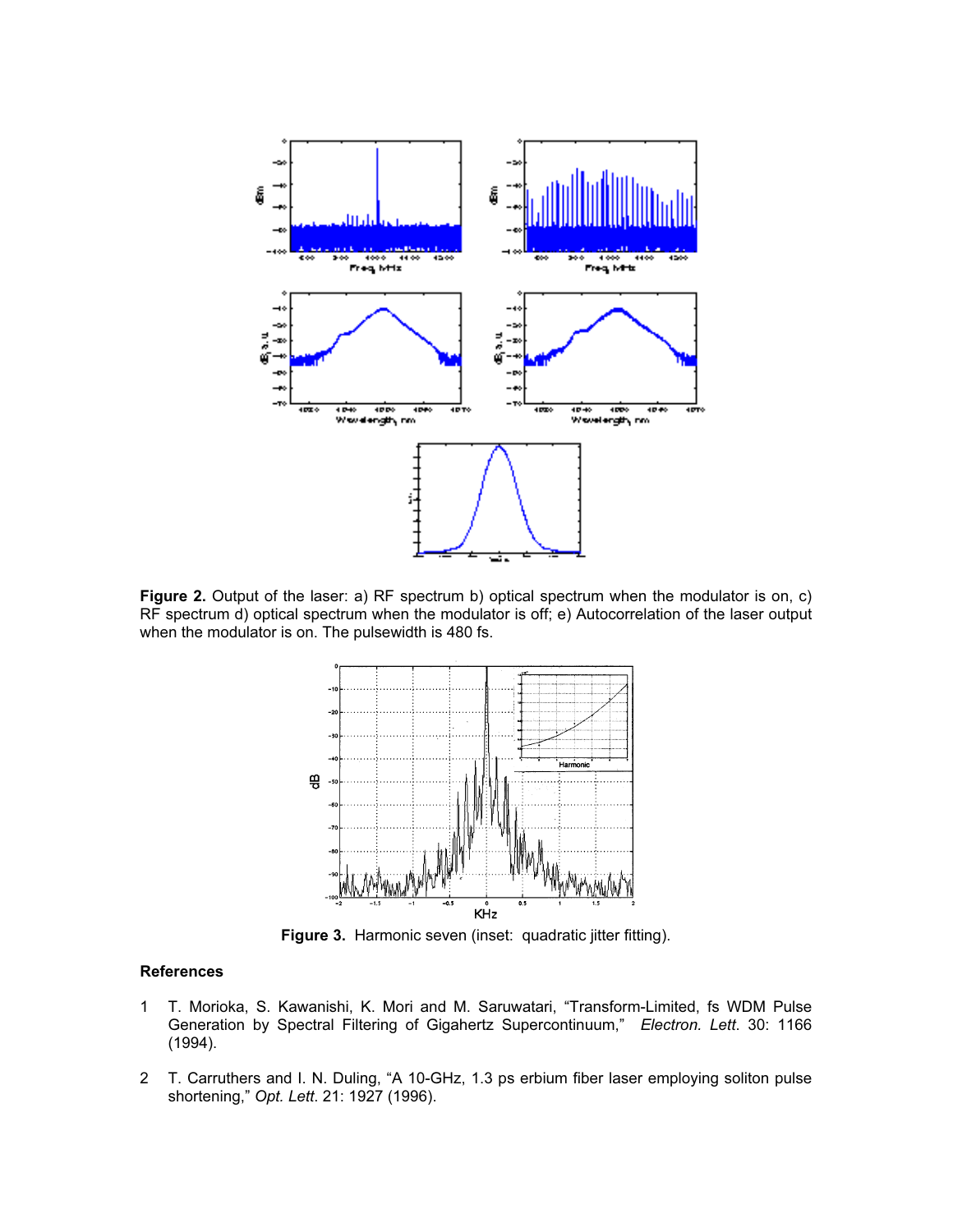**Figure 2.** Output of the laser: a) RF spectrum b) optical spectrum when the modulator is on, c) RF spectrum d) optical spectrum when the modulator is off; e) Autocorrelation of the laser output when the modulator is on. The pulsewidth is 480 fs.

**Figure 3.** Harmonic seven (inset: quadratic jitter fitting).

## References

1. T. Morioka, S. Kawanishi, K. Mori and M. Saruwatari, "Transform-Limited, fs WDM Pulse Generation by Spectral Filtering of Gigahertz Supercontinuum," *Electron. Lett.* 30: 1166 (1994).

2. T. Carruthers and I. N. Duling, "A 10-GHz, 1.3 ps erbium fiber laser employing soliton pulse shortening," *Opt. Lett.* 21: 1927 (1996).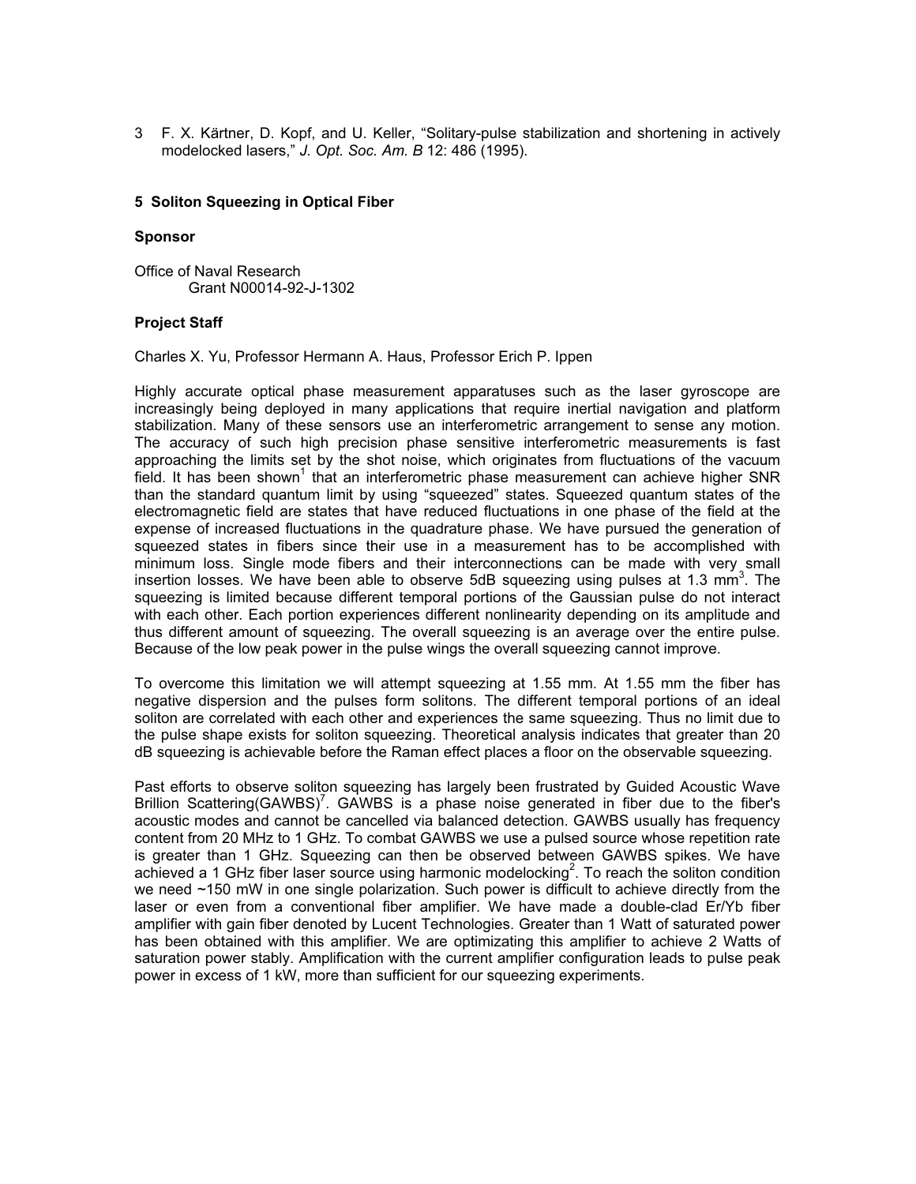3 F. X. Kärtner, D. Kopf, and U. Keller, "Solitary-pulse stabilization and shortening in actively modelocked lasers," *J. Opt. Soc. Am. B* 12: 486 (1995).

## 5 Soliton Squeezing in Optical Fiber

**Sponsor**

Office of Naval Research
Grant N00014-92-J-1302

**Project Staff**

Charles X. Yu, Professor Hermann A. Haus, Professor Erich P. Ippen

Highly accurate optical phase measurement apparatuses such as the laser gyroscope are increasingly being deployed in many applications that require inertial navigation and platform stabilization. Many of these sensors use an interferometric arrangement to sense any motion. The accuracy of such high precision phase sensitive interferometric measurements is fast approaching the limits set by the shot noise, which originates from fluctuations of the vacuum field. It has been shown[1] that an interferometric phase measurement can achieve higher SNR than the standard quantum limit by using "squeezed" states. Squeezed quantum states of the electromagnetic field are states that have reduced fluctuations in one phase of the field at the expense of increased fluctuations in the quadrature phase. We have pursued the generation of squeezed states in fibers since their use in a measurement has to be accomplished with minimum loss. Single mode fibers and their interconnections can be made with very small insertion losses. We have been able to observe 5dB squeezing using pulses at 1.3 mm[3]. The squeezing is limited because different temporal portions of the Gaussian pulse do not interact with each other. Each portion experiences different nonlinearity depending on its amplitude and thus different amount of squeezing. The overall squeezing is an average over the entire pulse. Because of the low peak power in the pulse wings the overall squeezing cannot improve.

To overcome this limitation we will attempt squeezing at 1.55 mm. At 1.55 mm the fiber has negative dispersion and the pulses form solitons. The different temporal portions of an ideal soliton are correlated with each other and experiences the same squeezing. Thus no limit due to the pulse shape exists for soliton squeezing. Theoretical analysis indicates that greater than 20 dB squeezing is achievable before the Raman effect places a floor on the observable squeezing.

Past efforts to observe soliton squeezing has largely been frustrated by Guided Acoustic Wave Brillion Scattering(GAWBS)[7]. GAWBS is a phase noise generated in fiber due to the fiber's acoustic modes and cannot be cancelled via balanced detection. GAWBS usually has frequency content from 20 MHz to 1 GHz. To combat GAWBS we use a pulsed source whose repetition rate is greater than 1 GHz. Squeezing can then be observed between GAWBS spikes. We have achieved a 1 GHz fiber laser source using harmonic modelocking[2]. To reach the soliton condition we need ~150 mW in one single polarization. Such power is difficult to achieve directly from the laser or even from a conventional fiber amplifier. We have made a double-clad Er/Yb fiber amplifier with gain fiber denoted by Lucent Technologies. Greater than 1 Watt of saturated power has been obtained with this amplifier. We are optimizating this amplifier to achieve 2 Watts of saturation power stably. Amplification with the current amplifier configuration leads to pulse peak power in excess of 1 kW, more than sufficient for our squeezing experiments.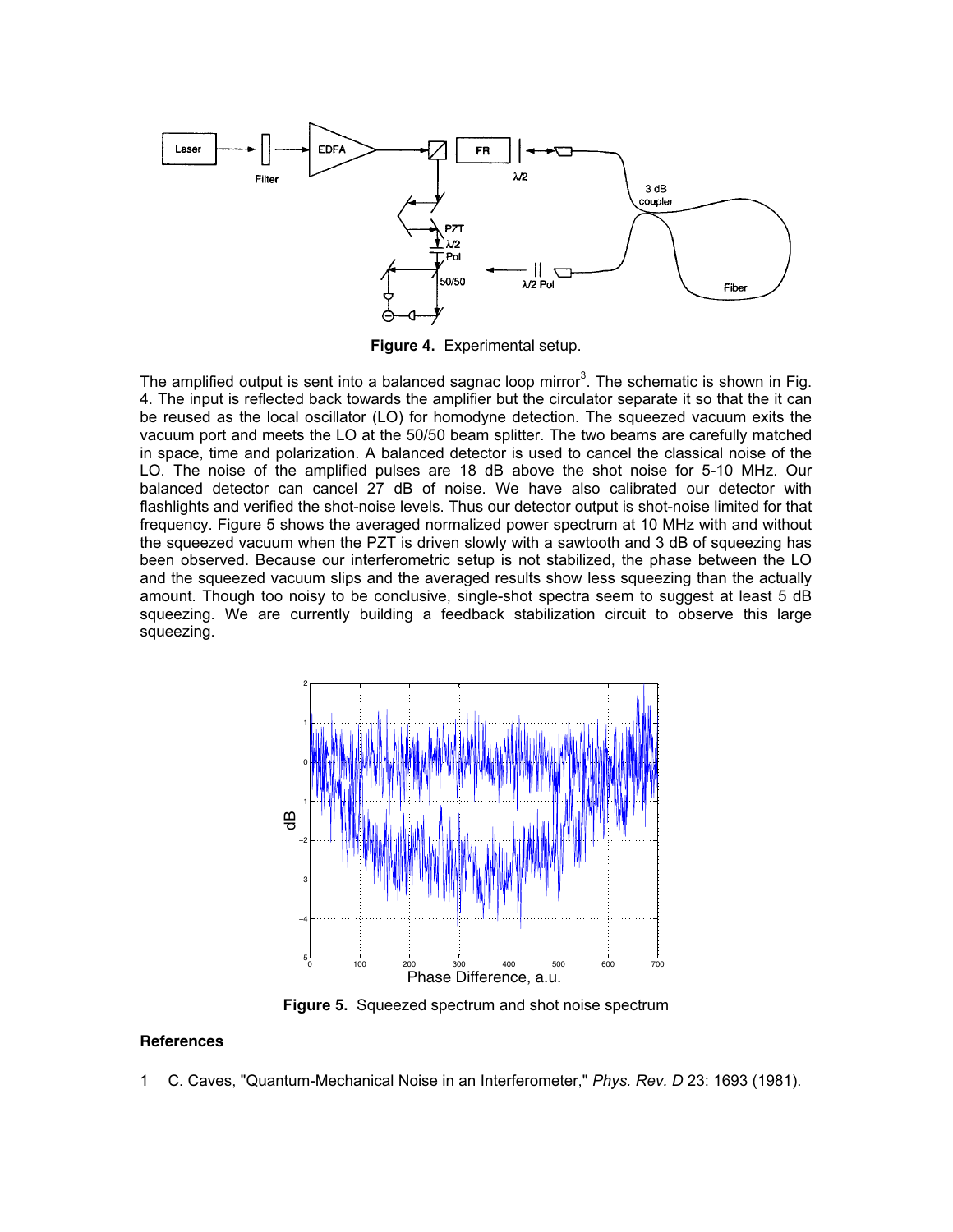**Figure 4.** Experimental setup.

The amplified output is sent into a balanced sagnac loop mirror[3]. The schematic is shown in Fig. 4. The input is reflected back towards the amplifier but the circulator separate it so that the it can be reused as the local oscillator (LO) for homodyne detection. The squeezed vacuum exits the vacuum port and meets the LO at the 50/50 beam splitter. The two beams are carefully matched in space, time and polarization. A balanced detector is used to cancel the classical noise of the LO. The noise of the amplified pulses are 18 dB above the shot noise for 5-10 MHz. Our balanced detector can cancel 27 dB of noise. We have also calibrated our detector with flashlights and verified the shot-noise levels. Thus our detector output is shot-noise limited for that frequency. Figure 5 shows the averaged normalized power spectrum at 10 MHz with and without the squeezed vacuum when the PZT is driven slowly with a sawtooth and 3 dB of squeezing has been observed. Because our interferometric setup is not stabilized, the phase between the LO and the squeezed vacuum slips and the averaged results show less squeezing than the actually amount. Though too noisy to be conclusive, single-shot spectra seem to suggest at least 5 dB squeezing. We are currently building a feedback stabilization circuit to observe this large squeezing.

**Figure 5.** Squeezed spectrum and shot noise spectrum

## References

1 C. Caves, "Quantum-Mechanical Noise in an Interferometer," *Phys. Rev. D* 23: 1693 (1981).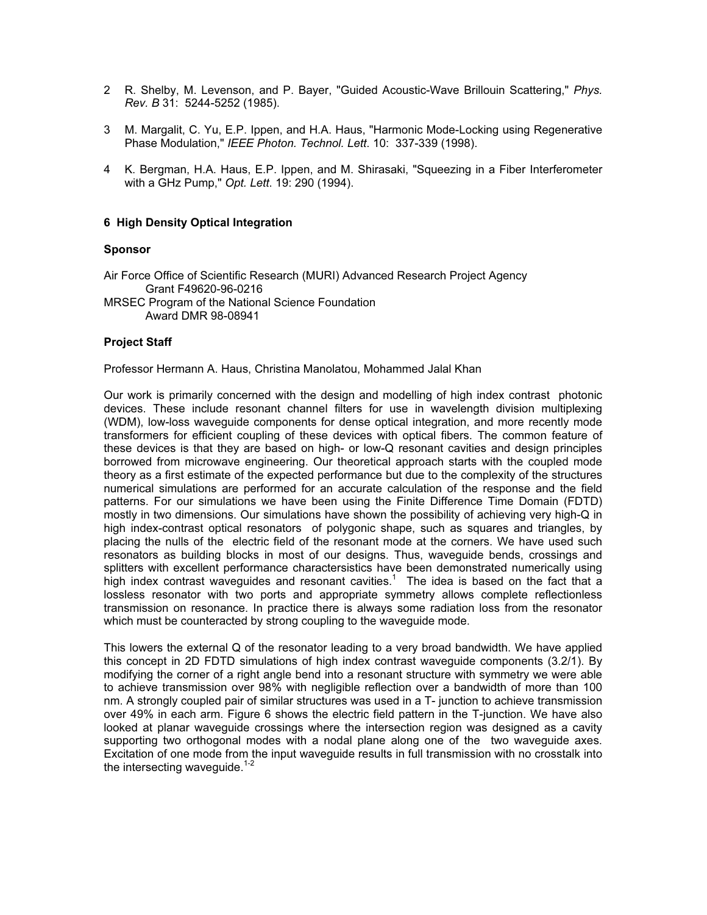2. R. Shelby, M. Levenson, and P. Bayer, "Guided Acoustic-Wave Brillouin Scattering," *Phys. Rev. B* 31: 5244-5252 (1985).

3. M. Margalit, C. Yu, E.P. Ippen, and H.A. Haus, "Harmonic Mode-Locking using Regenerative Phase Modulation," *IEEE Photon. Technol. Lett.* 10: 337-339 (1998).

4. K. Bergman, H.A. Haus, E.P. Ippen, and M. Shirasaki, "Squeezing in a Fiber Interferometer with a GHz Pump," *Opt. Lett*. 19: 290 (1994).

## 6 High Density Optical Integration

### Sponsor

Air Force Office of Scientific Research (MURI) Advanced Research Project Agency
Grant F49620-96-0216
MRSEC Program of the National Science Foundation
Award DMR 98-08941

### Project Staff

Professor Hermann A. Haus, Christina Manolatou, Mohammed Jalal Khan

Our work is primarily concerned with the design and modelling of high index contrast photonic devices. These include resonant channel filters for use in wavelength division multiplexing (WDM), low-loss waveguide components for dense optical integration, and more recently mode transformers for efficient coupling of these devices with optical fibers. The common feature of these devices is that they are based on high- or low-Q resonant cavities and design principles borrowed from microwave engineering. Our theoretical approach starts with the coupled mode theory as a first estimate of the expected performance but due to the complexity of the structures numerical simulations are performed for an accurate calculation of the response and the field patterns. For our simulations we have been using the Finite Difference Time Domain (FDTD) mostly in two dimensions. Our simulations have shown the possibility of achieving very high-Q in high index-contrast optical resonators of polygonic shape, such as squares and triangles, by placing the nulls of the electric field of the resonant mode at the corners. We have used such resonators as building blocks in most of our designs. Thus, waveguide bends, crossings and splitters with excellent performance charactersistics have been demonstrated numerically using high index contrast waveguides and resonant cavities.[1] The idea is based on the fact that a lossless resonator with two ports and appropriate symmetry allows complete reflectionless transmission on resonance. In practice there is always some radiation loss from the resonator which must be counteracted by strong coupling to the waveguide mode.

This lowers the external Q of the resonator leading to a very broad bandwidth. We have applied this concept in 2D FDTD simulations of high index contrast waveguide components (3.2/1). By modifying the corner of a right angle bend into a resonant structure with symmetry we were able to achieve transmission over 98% with negligible reflection over a bandwidth of more than 100 nm. A strongly coupled pair of similar structures was used in a T- junction to achieve transmission over 49% in each arm. Figure 6 shows the electric field pattern in the T-junction. We have also looked at planar waveguide crossings where the intersection region was designed as a cavity supporting two orthogonal modes with a nodal plane along one of the two waveguide axes. Excitation of one mode from the input waveguide results in full transmission with no crosstalk into the intersecting waveguide.[1-2]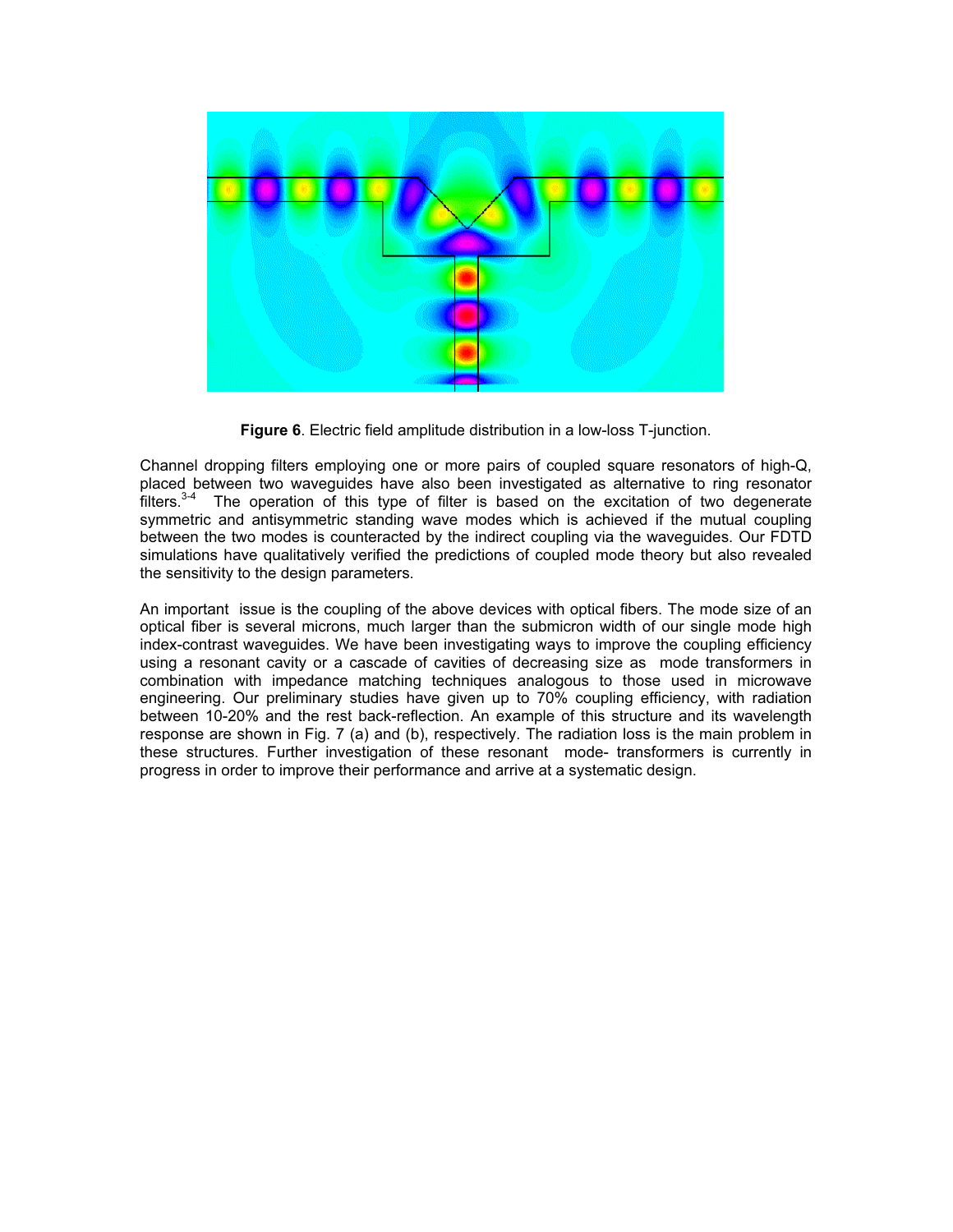**Figure 6**. Electric field amplitude distribution in a low-loss T-junction.

Channel dropping filters employing one or more pairs of coupled square resonators of high-Q, placed between two waveguides have also been investigated as alternative to ring resonator filters.[3-4] The operation of this type of filter is based on the excitation of two degenerate symmetric and antisymmetric standing wave modes which is achieved if the mutual coupling between the two modes is counteracted by the indirect coupling via the waveguides. Our FDTD simulations have qualitatively verified the predictions of coupled mode theory but also revealed the sensitivity to the design parameters.

An important issue is the coupling of the above devices with optical fibers. The mode size of an optical fiber is several microns, much larger than the submicron width of our single mode high index-contrast waveguides. We have been investigating ways to improve the coupling efficiency using a resonant cavity or a cascade of cavities of decreasing size as mode transformers in combination with impedance matching techniques analogous to those used in microwave engineering. Our preliminary studies have given up to 70% coupling efficiency, with radiation between 10-20% and the rest back-reflection. An example of this structure and its wavelength response are shown in Fig. 7 (a) and (b), respectively. The radiation loss is the main problem in these structures. Further investigation of these resonant mode- transformers is currently in progress in order to improve their performance and arrive at a systematic design.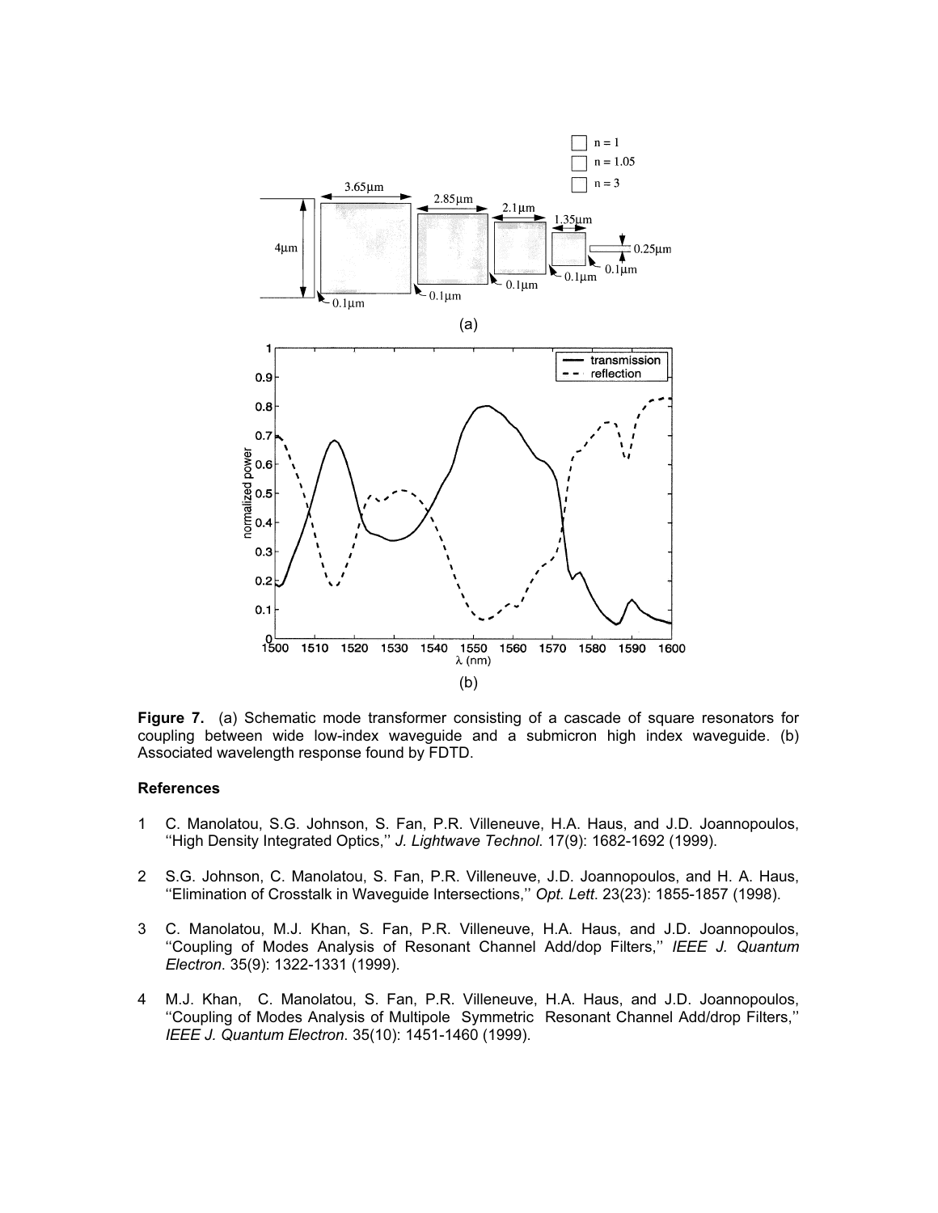**Figure 7.** (a) Schematic mode transformer consisting of a cascade of square resonators for coupling between wide low-index waveguide and a submicron high index waveguide. (b) Associated wavelength response found by FDTD.

### References

1. C. Manolatou, S.G. Johnson, S. Fan, P.R. Villeneuve, H.A. Haus, and J.D. Joannopoulos, ''High Density Integrated Optics,'' *J. Lightwave Technol*. 17(9): 1682-1692 (1999).

2. S.G. Johnson, C. Manolatou, S. Fan, P.R. Villeneuve, J.D. Joannopoulos, and H. A. Haus, ''Elimination of Crosstalk in Waveguide Intersections,'' *Opt. Lett*. 23(23): 1855-1857 (1998).

3. C. Manolatou, M.J. Khan, S. Fan, P.R. Villeneuve, H.A. Haus, and J.D. Joannopoulos, ''Coupling of Modes Analysis of Resonant Channel Add/dop Filters,'' *IEEE J. Quantum Electron*. 35(9): 1322-1331 (1999).

4. M.J. Khan, C. Manolatou, S. Fan, P.R. Villeneuve, H.A. Haus, and J.D. Joannopoulos, ''Coupling of Modes Analysis of Multipole Symmetric Resonant Channel Add/drop Filters,'' *IEEE J. Quantum Electron*. 35(10): 1451-1460 (1999).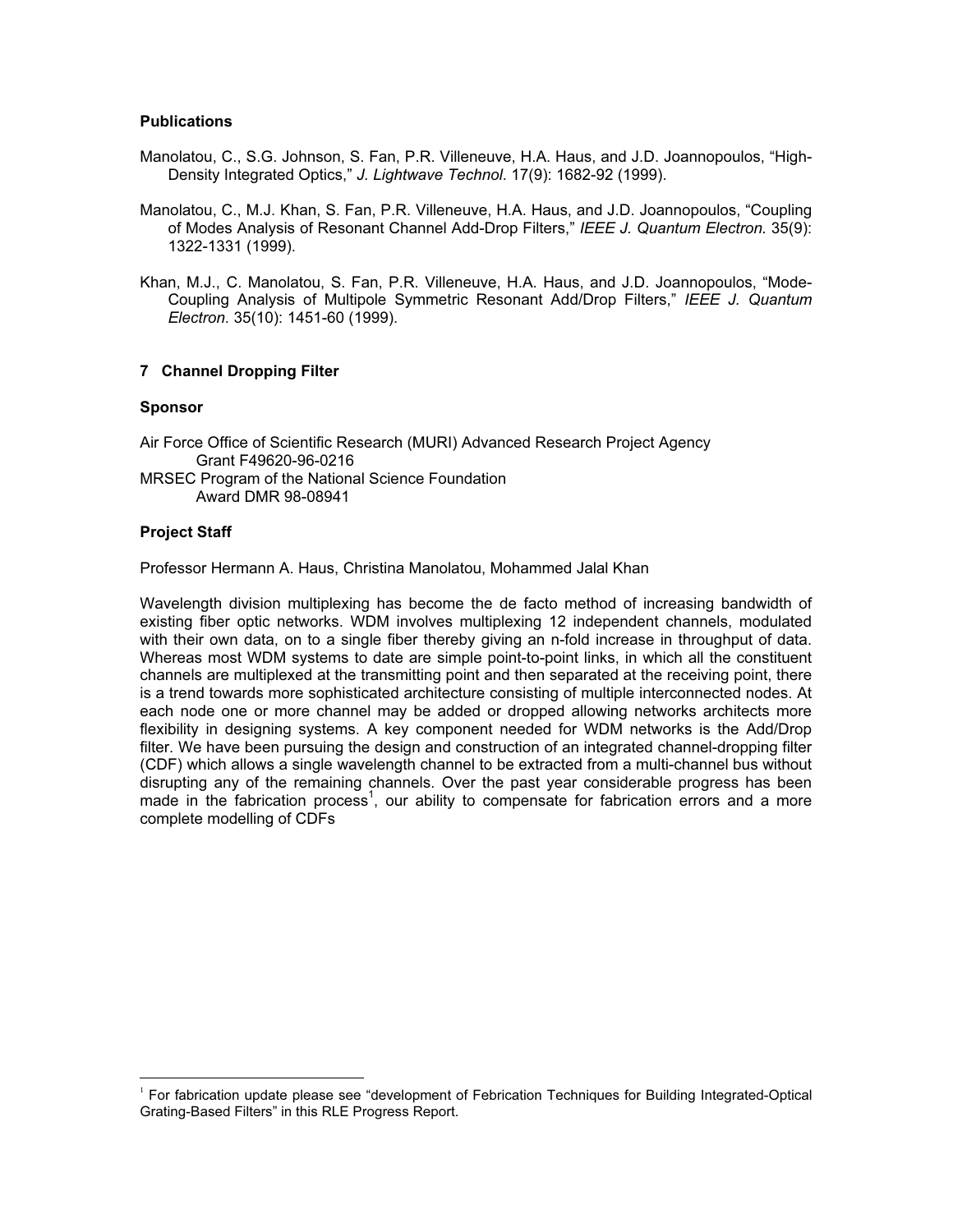### Publications

Manolatou, C., S.G. Johnson, S. Fan, P.R. Villeneuve, H.A. Haus, and J.D. Joannopoulos, "High-Density Integrated Optics," *J. Lightwave Technol*. 17(9): 1682-92 (1999).

Manolatou, C., M.J. Khan, S. Fan, P.R. Villeneuve, H.A. Haus, and J.D. Joannopoulos, "Coupling of Modes Analysis of Resonant Channel Add-Drop Filters," *IEEE J. Quantum Electron.* 35(9): 1322-1331 (1999).

Khan, M.J., C. Manolatou, S. Fan, P.R. Villeneuve, H.A. Haus, and J.D. Joannopoulos, "Mode-Coupling Analysis of Multipole Symmetric Resonant Add/Drop Filters," *IEEE J. Quantum Electron*. 35(10): 1451-60 (1999).

## 7 Channel Dropping Filter

### Sponsor

Air Force Office of Scientific Research (MURI) Advanced Research Project Agency
Grant F49620-96-0216
MRSEC Program of the National Science Foundation
Award DMR 98-08941

### Project Staff

Professor Hermann A. Haus, Christina Manolatou, Mohammed Jalal Khan

Wavelength division multiplexing has become the de facto method of increasing bandwidth of existing fiber optic networks. WDM involves multiplexing 12 independent channels, modulated with their own data, on to a single fiber thereby giving an n-fold increase in throughput of data. Whereas most WDM systems to date are simple point-to-point links, in which all the constituent channels are multiplexed at the transmitting point and then separated at the receiving point, there is a trend towards more sophisticated architecture consisting of multiple interconnected nodes. At each node one or more channel may be added or dropped allowing networks architects more flexibility in designing systems. A key component needed for WDM networks is the Add/Drop filter. We have been pursuing the design and construction of an integrated channel-dropping filter (CDF) which allows a single wavelength channel to be extracted from a multi-channel bus without disrupting any of the remaining channels. Over the past year considerable progress has been made in the fabrication process[1], our ability to compensate for fabrication errors and a more complete modelling of CDFs

[1] For fabrication update please see "development of Febrication Techniques for Building Integrated-Optical Grating-Based Filters" in this RLE Progress Report.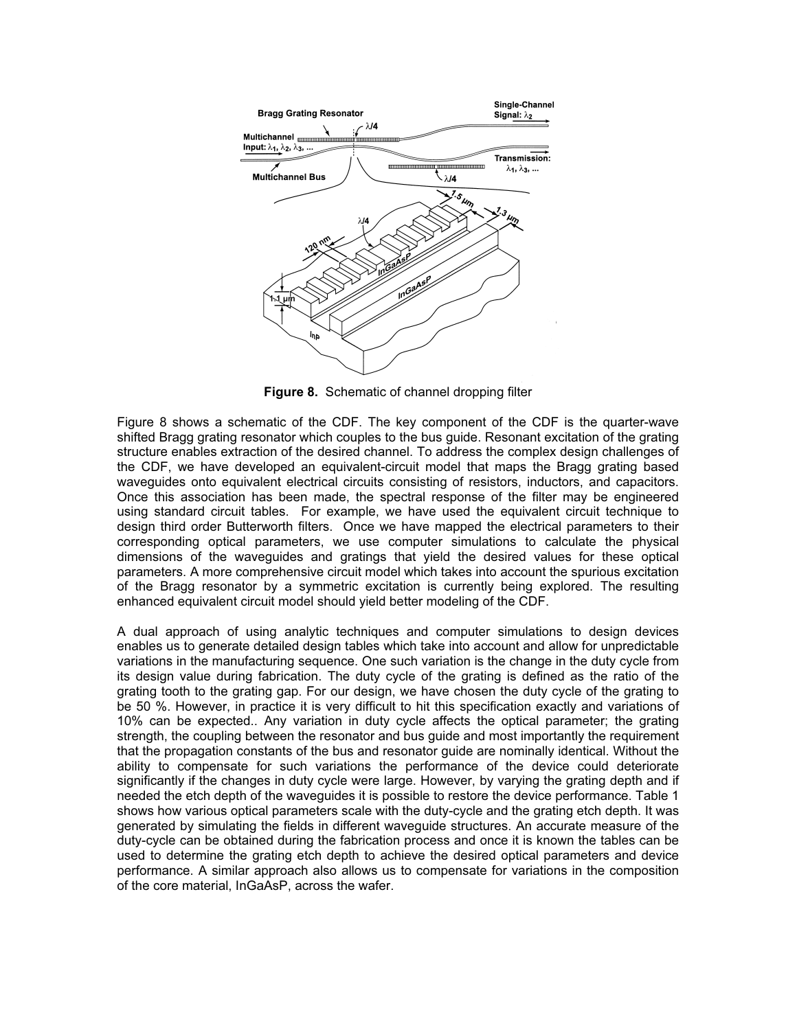**Figure 8.** Schematic of channel dropping filter

Figure 8 shows a schematic of the CDF. The key component of the CDF is the quarter-wave shifted Bragg grating resonator which couples to the bus guide. Resonant excitation of the grating structure enables extraction of the desired channel. To address the complex design challenges of the CDF, we have developed an equivalent-circuit model that maps the Bragg grating based waveguides onto equivalent electrical circuits consisting of resistors, inductors, and capacitors. Once this association has been made, the spectral response of the filter may be engineered using standard circuit tables. For example, we have used the equivalent circuit technique to design third order Butterworth filters. Once we have mapped the electrical parameters to their corresponding optical parameters, we use computer simulations to calculate the physical dimensions of the waveguides and gratings that yield the desired values for these optical parameters. A more comprehensive circuit model which takes into account the spurious excitation of the Bragg resonator by a symmetric excitation is currently being explored. The resulting enhanced equivalent circuit model should yield better modeling of the CDF.

A dual approach of using analytic techniques and computer simulations to design devices enables us to generate detailed design tables which take into account and allow for unpredictable variations in the manufacturing sequence. One such variation is the change in the duty cycle from its design value during fabrication. The duty cycle of the grating is defined as the ratio of the grating tooth to the grating gap. For our design, we have chosen the duty cycle of the grating to be 50 %. However, in practice it is very difficult to hit this specification exactly and variations of 10% can be expected.. Any variation in duty cycle affects the optical parameter; the grating strength, the coupling between the resonator and bus guide and most importantly the requirement that the propagation constants of the bus and resonator guide are nominally identical. Without the ability to compensate for such variations the performance of the device could deteriorate significantly if the changes in duty cycle were large. However, by varying the grating depth and if needed the etch depth of the waveguides it is possible to restore the device performance. Table 1 shows how various optical parameters scale with the duty-cycle and the grating etch depth. It was generated by simulating the fields in different waveguide structures. An accurate measure of the duty-cycle can be obtained during the fabrication process and once it is known the tables can be used to determine the grating etch depth to achieve the desired optical parameters and device performance. A similar approach also allows us to compensate for variations in the composition of the core material, InGaAsP, across the wafer.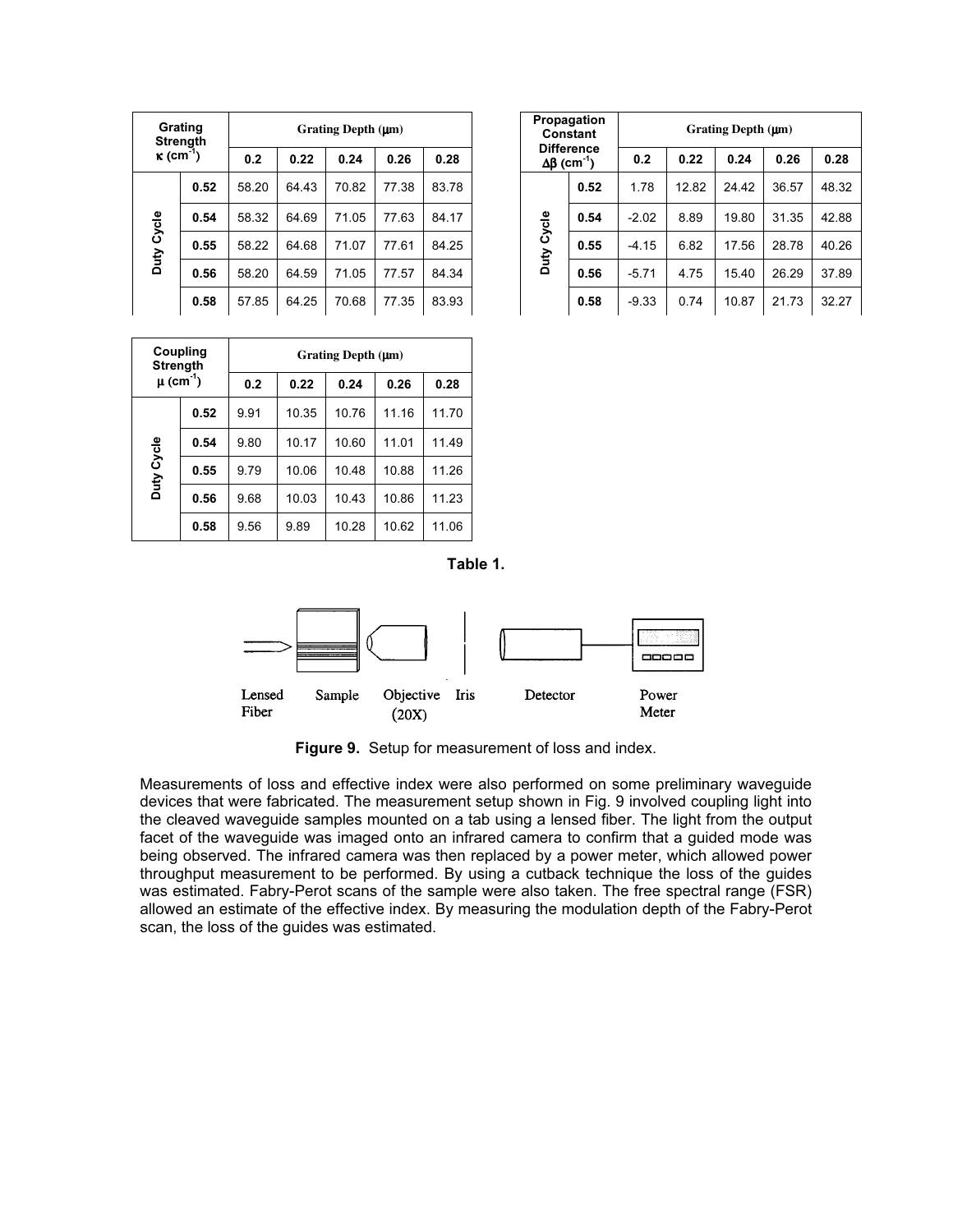| Grating Strength $\kappa$ (cm$^{-1}$) | | Grating Depth ($\mu$m) | | | | |
|---|---|---|---|---|---|---|
| | | 0.2 | 0.22 | 0.24 | 0.26 | 0.28 |
| Duty Cycle | 0.52 | 58.20 | 64.43 | 70.82 | 77.38 | 83.78 |
| | 0.54 | 58.32 | 64.69 | 71.05 | 77.63 | 84.17 |
| | 0.55 | 58.22 | 64.68 | 71.07 | 77.61 | 84.25 |
| | 0.56 | 58.20 | 64.59 | 71.05 | 77.57 | 84.34 |
| | 0.58 | 57.85 | 64.25 | 70.68 | 77.35 | 83.93 |

| Propagation Constant Difference $\Delta\beta$ (cm$^{-1}$) | | Grating Depth ($\mu$m) | | | | |
|---|---|---|---|---|---|---|
| | | 0.2 | 0.22 | 0.24 | 0.26 | 0.28 |
| Duty Cycle | 0.52 | 1.78 | 12.82 | 24.42 | 36.57 | 48.32 |
| | 0.54 | -2.02 | 8.89 | 19.80 | 31.35 | 42.88 |
| | 0.55 | -4.15 | 6.82 | 17.56 | 28.78 | 40.26 |
| | 0.56 | -5.71 | 4.75 | 15.40 | 26.29 | 37.89 |
| | 0.58 | -9.33 | 0.74 | 10.87 | 21.73 | 32.27 |

| Coupling Strength $\mu$ (cm$^{-1}$) | | Grating Depth ($\mu$m) | | | | |
|---|---|---|---|---|---|---|
| | | 0.2 | 0.22 | 0.24 | 0.26 | 0.28 |
| Duty Cycle | 0.52 | 9.91 | 10.35 | 10.76 | 11.16 | 11.70 |
| | 0.54 | 9.80 | 10.17 | 10.60 | 11.01 | 11.49 |
| | 0.55 | 9.79 | 10.06 | 10.48 | 10.88 | 11.26 |
| | 0.56 | 9.68 | 10.03 | 10.43 | 10.86 | 11.23 |
| | 0.58 | 9.56 | 9.89 | 10.28 | 10.62 | 11.06 |

**Table 1.**

Lensed Fiber — Sample — Objective (20X) — Iris — Detector — Power Meter

**Figure 9.** Setup for measurement of loss and index.

Measurements of loss and effective index were also performed on some preliminary waveguide devices that were fabricated. The measurement setup shown in Fig. 9 involved coupling light into the cleaved waveguide samples mounted on a tab using a lensed fiber. The light from the output facet of the waveguide was imaged onto an infrared camera to confirm that a guided mode was being observed. The infrared camera was then replaced by a power meter, which allowed power throughput measurement to be performed. By using a cutback technique the loss of the guides was estimated. Fabry-Perot scans of the sample were also taken. The free spectral range (FSR) allowed an estimate of the effective index. By measuring the modulation depth of the Fabry-Perot scan, the loss of the guides was estimated.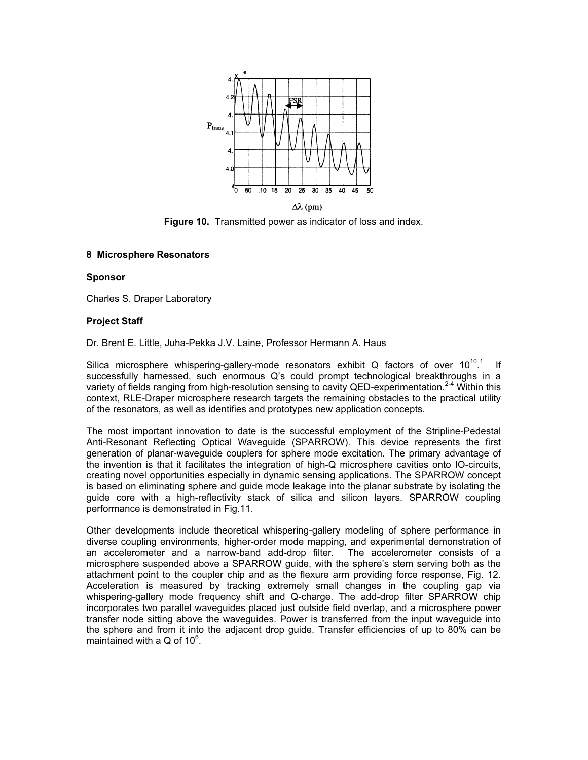**Figure 10.** Transmitted power as indicator of loss and index.

## 8 Microsphere Resonators

### Sponsor

Charles S. Draper Laboratory

### Project Staff

Dr. Brent E. Little, Juha-Pekka J.V. Laine, Professor Hermann A. Haus

Silica microsphere whispering-gallery-mode resonators exhibit Q factors of over $10^{10}$.[1] If successfully harnessed, such enormous Q's could prompt technological breakthroughs in a variety of fields ranging from high-resolution sensing to cavity QED-experimentation.[2-4] Within this context, RLE-Draper microsphere research targets the remaining obstacles to the practical utility of the resonators, as well as identifies and prototypes new application concepts.

The most important innovation to date is the successful employment of the Stripline-Pedestal Anti-Resonant Reflecting Optical Waveguide (SPARROW). This device represents the first generation of planar-waveguide couplers for sphere mode excitation. The primary advantage of the invention is that it facilitates the integration of high-Q microsphere cavities onto IO-circuits, creating novel opportunities especially in dynamic sensing applications. The SPARROW concept is based on eliminating sphere and guide mode leakage into the planar substrate by isolating the guide core with a high-reflectivity stack of silica and silicon layers. SPARROW coupling performance is demonstrated in Fig.11.

Other developments include theoretical whispering-gallery modeling of sphere performance in diverse coupling environments, higher-order mode mapping, and experimental demonstration of an accelerometer and a narrow-band add-drop filter. The accelerometer consists of a microsphere suspended above a SPARROW guide, with the sphere's stem serving both as the attachment point to the coupler chip and as the flexure arm providing force response, Fig. 12. Acceleration is measured by tracking extremely small changes in the coupling gap via whispering-gallery mode frequency shift and Q-charge. The add-drop filter SPARROW chip incorporates two parallel waveguides placed just outside field overlap, and a microsphere power transfer node sitting above the waveguides. Power is transferred from the input waveguide into the sphere and from it into the adjacent drop guide. Transfer efficiencies of up to 80% can be maintained with a Q of $10^6$.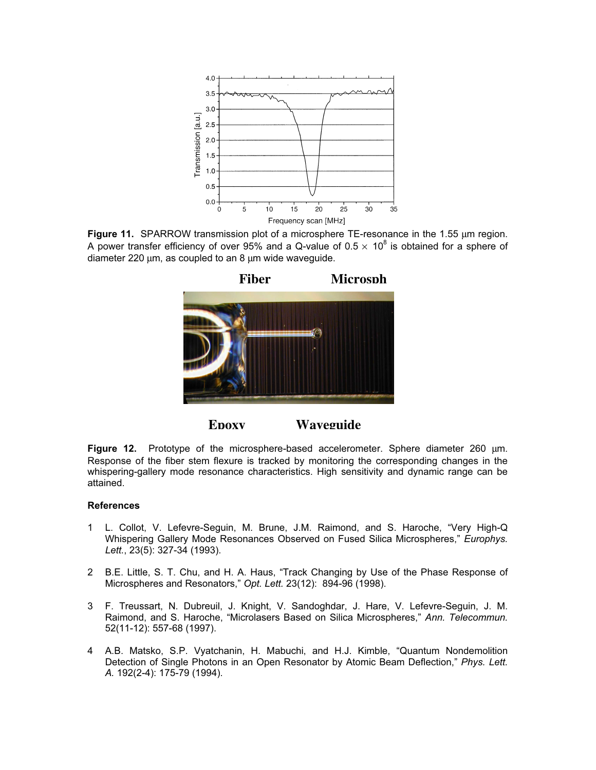**Figure 11.** SPARROW transmission plot of a microsphere TE-resonance in the 1.55 μm region. A power transfer efficiency of over 95% and a Q-value of $0.5 \times 10^8$ is obtained for a sphere of diameter 220 μm, as coupled to an 8 μm wide waveguide.

**Figure 12.** Prototype of the microsphere-based accelerometer. Sphere diameter 260 μm. Response of the fiber stem flexure is tracked by monitoring the corresponding changes in the whispering-gallery mode resonance characteristics. High sensitivity and dynamic range can be attained.

**References**

1. L. Collot, V. Lefevre-Seguin, M. Brune, J.M. Raimond, and S. Haroche, “Very High-Q Whispering Gallery Mode Resonances Observed on Fused Silica Microspheres,” *Europhys. Lett.*, 23(5): 327-34 (1993).

2. B.E. Little, S. T. Chu, and H. A. Haus, “Track Changing by Use of the Phase Response of Microspheres and Resonators,” *Opt. Lett.* 23(12): 894-96 (1998).

3. F. Treussart, N. Dubreuil, J. Knight, V. Sandoghdar, J. Hare, V. Lefevre-Seguin, J. M. Raimond, and S. Haroche, “Microlasers Based on Silica Microspheres,” *Ann. Telecommun.* 52(11-12): 557-68 (1997).

4. A.B. Matsko, S.P. Vyatchanin, H. Mabuchi, and H.J. Kimble, “Quantum Nondemolition Detection of Single Photons in an Open Resonator by Atomic Beam Deflection,” *Phys. Lett. A.* 192(2-4): 175-79 (1994).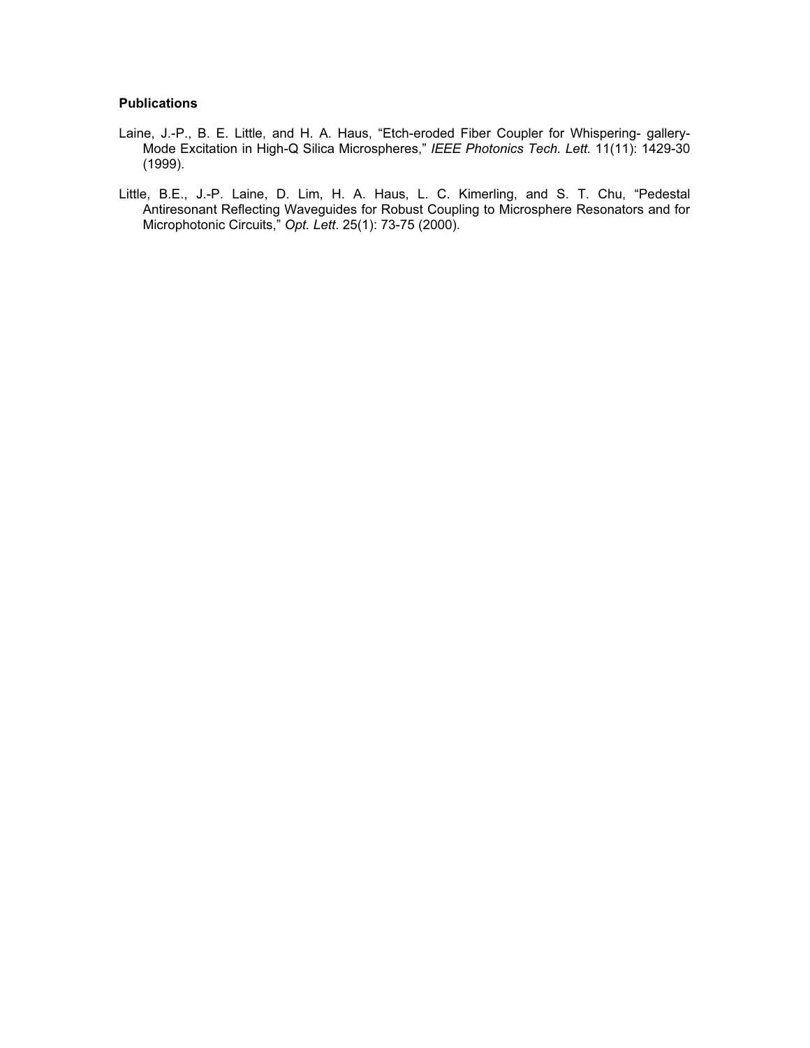**Publications**

Laine, J.-P., B. E. Little, and H. A. Haus, “Etch-eroded Fiber Coupler for Whispering- gallery-Mode Excitation in High-Q Silica Microspheres,” *IEEE Photonics Tech. Lett.* 11(11): 1429-30 (1999).

Little, B.E., J.-P. Laine, D. Lim, H. A. Haus, L. C. Kimerling, and S. T. Chu, “Pedestal Antiresonant Reflecting Waveguides for Robust Coupling to Microsphere Resonators and for Microphotonic Circuits,” *Opt. Lett*. 25(1): 73-75 (2000).